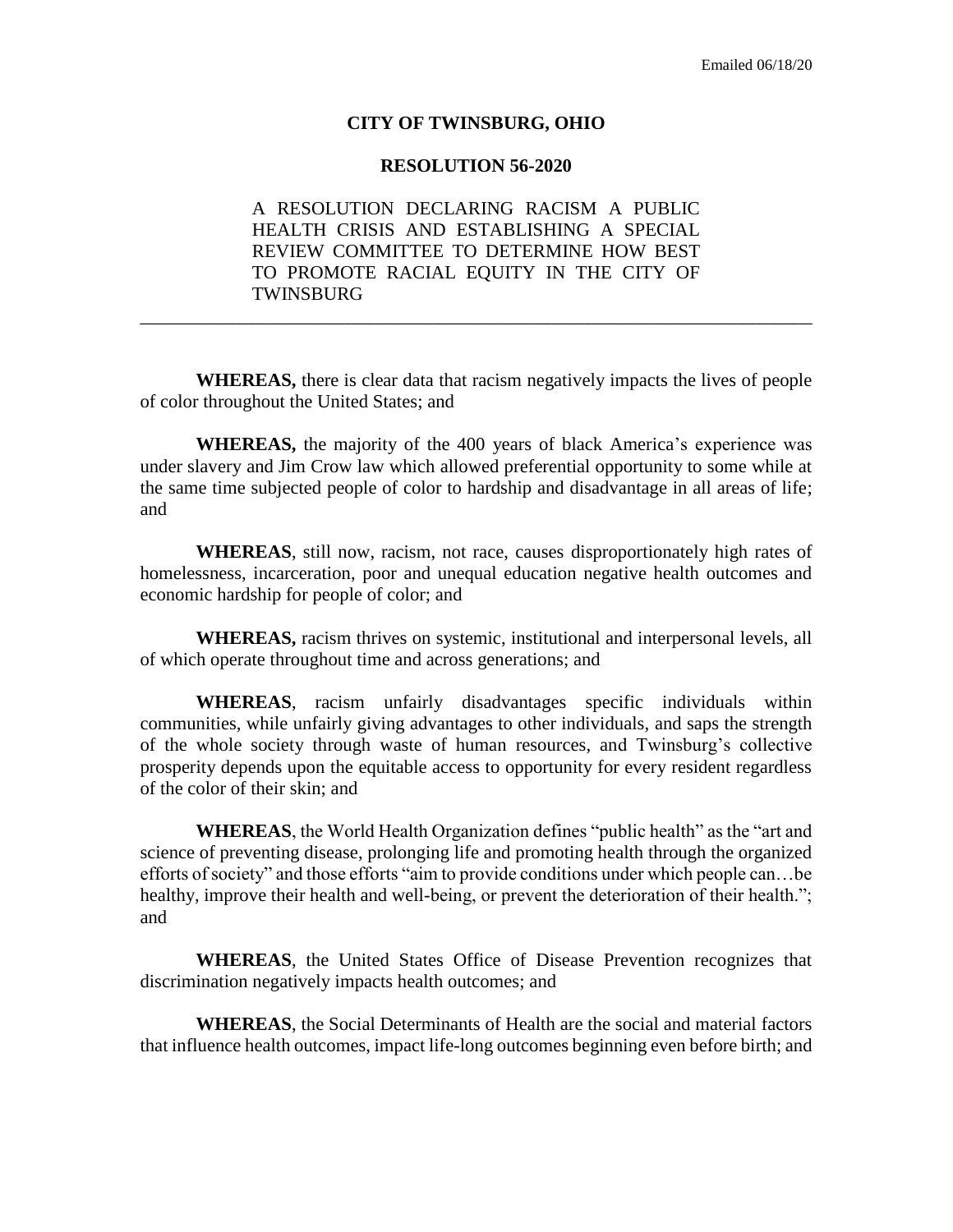Emailed 06/18/20

# CITY OF TWINSBURG, OHIO

## RESOLUTION 56-2020

A RESOLUTION DECLARING RACISM A PUBLIC HEALTH CRISIS AND ESTABLISHING A SPECIAL REVIEW COMMITTEE TO DETERMINE HOW BEST TO PROMOTE RACIAL EQUITY IN THE CITY OF TWINSBURG

---

**WHEREAS,** there is clear data that racism negatively impacts the lives of people of color throughout the United States; and

**WHEREAS,** the majority of the 400 years of black America's experience was under slavery and Jim Crow law which allowed preferential opportunity to some while at the same time subjected people of color to hardship and disadvantage in all areas of life; and

**WHEREAS**, still now, racism, not race, causes disproportionately high rates of homelessness, incarceration, poor and unequal education negative health outcomes and economic hardship for people of color; and

**WHEREAS,** racism thrives on systemic, institutional and interpersonal levels, all of which operate throughout time and across generations; and

**WHEREAS**, racism unfairly disadvantages specific individuals within communities, while unfairly giving advantages to other individuals, and saps the strength of the whole society through waste of human resources, and Twinsburg's collective prosperity depends upon the equitable access to opportunity for every resident regardless of the color of their skin; and

**WHEREAS**, the World Health Organization defines "public health" as the "art and science of preventing disease, prolonging life and promoting health through the organized efforts of society" and those efforts "aim to provide conditions under which people can…be healthy, improve their health and well-being, or prevent the deterioration of their health."; and

**WHEREAS**, the United States Office of Disease Prevention recognizes that discrimination negatively impacts health outcomes; and

**WHEREAS**, the Social Determinants of Health are the social and material factors that influence health outcomes, impact life-long outcomes beginning even before birth; and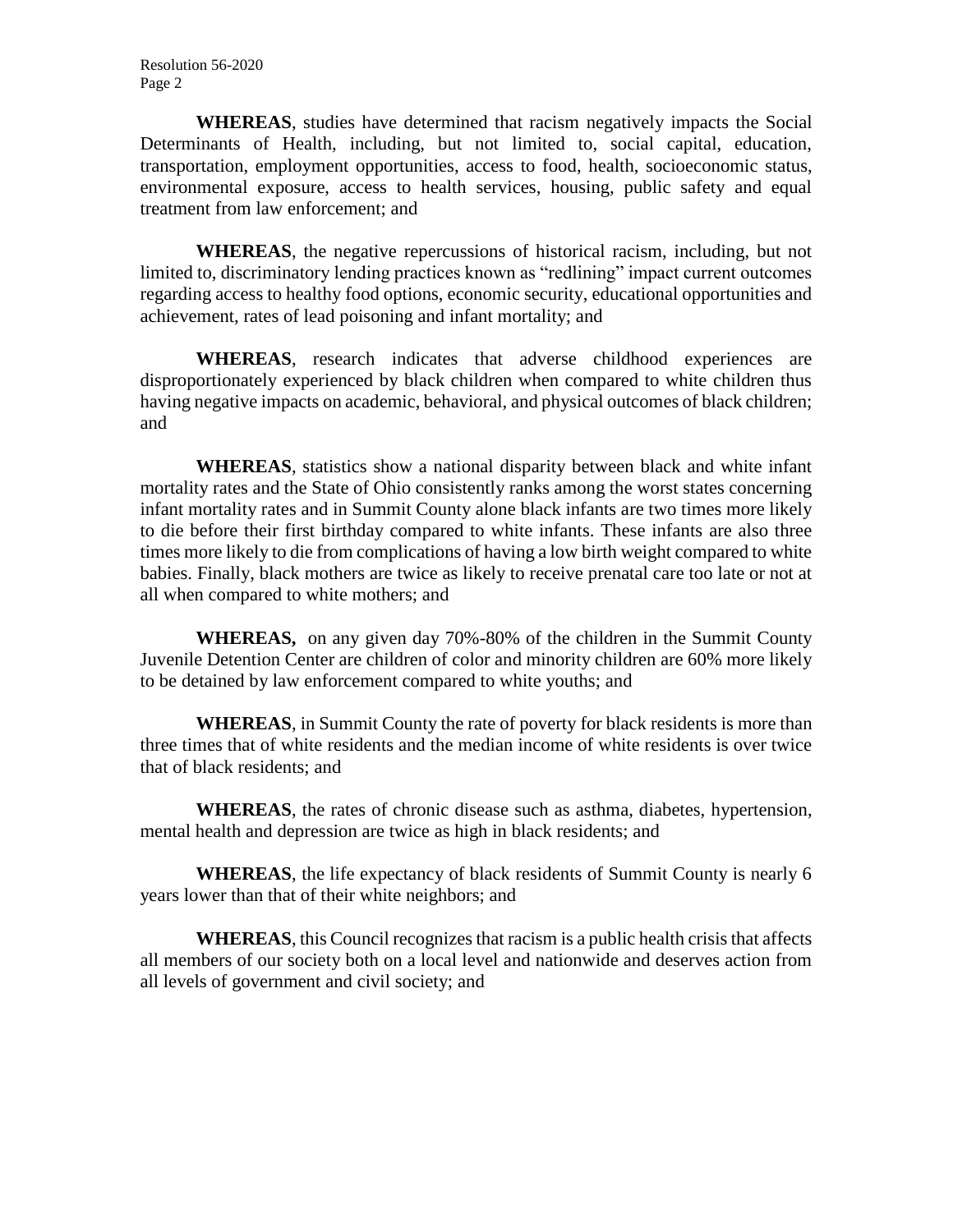**WHEREAS**, studies have determined that racism negatively impacts the Social Determinants of Health, including, but not limited to, social capital, education, transportation, employment opportunities, access to food, health, socioeconomic status, environmental exposure, access to health services, housing, public safety and equal treatment from law enforcement; and

**WHEREAS**, the negative repercussions of historical racism, including, but not limited to, discriminatory lending practices known as "redlining" impact current outcomes regarding access to healthy food options, economic security, educational opportunities and achievement, rates of lead poisoning and infant mortality; and

**WHEREAS**, research indicates that adverse childhood experiences are disproportionately experienced by black children when compared to white children thus having negative impacts on academic, behavioral, and physical outcomes of black children; and

**WHEREAS**, statistics show a national disparity between black and white infant mortality rates and the State of Ohio consistently ranks among the worst states concerning infant mortality rates and in Summit County alone black infants are two times more likely to die before their first birthday compared to white infants. These infants are also three times more likely to die from complications of having a low birth weight compared to white babies. Finally, black mothers are twice as likely to receive prenatal care too late or not at all when compared to white mothers; and

**WHEREAS,** on any given day 70%-80% of the children in the Summit County Juvenile Detention Center are children of color and minority children are 60% more likely to be detained by law enforcement compared to white youths; and

**WHEREAS**, in Summit County the rate of poverty for black residents is more than three times that of white residents and the median income of white residents is over twice that of black residents; and

**WHEREAS**, the rates of chronic disease such as asthma, diabetes, hypertension, mental health and depression are twice as high in black residents; and

**WHEREAS**, the life expectancy of black residents of Summit County is nearly 6 years lower than that of their white neighbors; and

**WHEREAS**, this Council recognizes that racism is a public health crisis that affects all members of our society both on a local level and nationwide and deserves action from all levels of government and civil society; and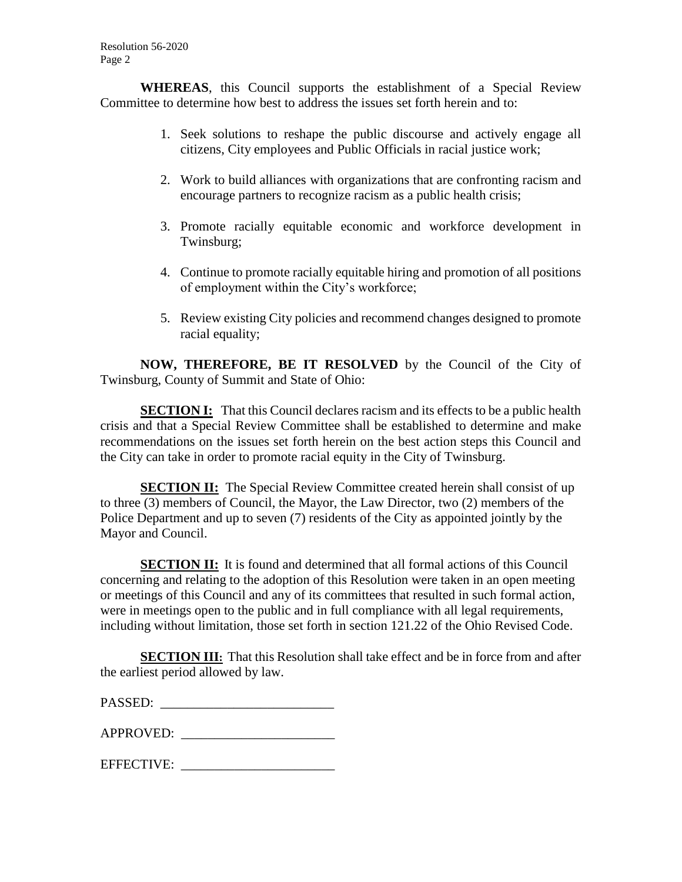**WHEREAS**, this Council supports the establishment of a Special Review Committee to determine how best to address the issues set forth herein and to:

1. Seek solutions to reshape the public discourse and actively engage all citizens, City employees and Public Officials in racial justice work;
2. Work to build alliances with organizations that are confronting racism and encourage partners to recognize racism as a public health crisis;
3. Promote racially equitable economic and workforce development in Twinsburg;
4. Continue to promote racially equitable hiring and promotion of all positions of employment within the City's workforce;
5. Review existing City policies and recommend changes designed to promote racial equality;

**NOW, THEREFORE, BE IT RESOLVED** by the Council of the City of Twinsburg, County of Summit and State of Ohio:

**SECTION I:** That this Council declares racism and its effects to be a public health crisis and that a Special Review Committee shall be established to determine and make recommendations on the issues set forth herein on the best action steps this Council and the City can take in order to promote racial equity in the City of Twinsburg.

**SECTION II:** The Special Review Committee created herein shall consist of up to three (3) members of Council, the Mayor, the Law Director, two (2) members of the Police Department and up to seven (7) residents of the City as appointed jointly by the Mayor and Council.

**SECTION II:** It is found and determined that all formal actions of this Council concerning and relating to the adoption of this Resolution were taken in an open meeting or meetings of this Council and any of its committees that resulted in such formal action, were in meetings open to the public and in full compliance with all legal requirements, including without limitation, those set forth in section 121.22 of the Ohio Revised Code.

**SECTION III:** That this Resolution shall take effect and be in force from and after the earliest period allowed by law.

PASSED: ___________________________

APPROVED: ________________________

EFFECTIVE: ________________________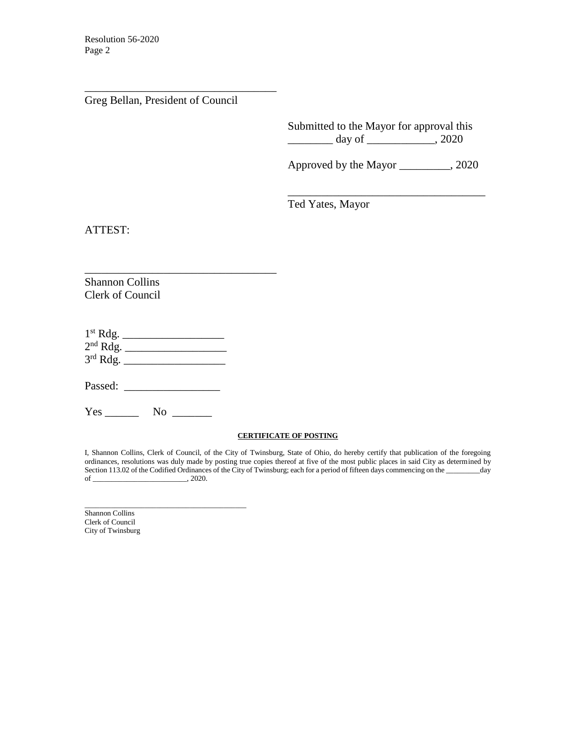___________________________________
Greg Bellan, President of Council

Submitted to the Mayor for approval this ________ day of ____________, 2020

Approved by the Mayor _________, 2020

___________________________________
Ted Yates, Mayor

ATTEST:

___________________________________
Shannon Collins
Clerk of Council

1st Rdg. __________________
2nd Rdg. __________________
3rd Rdg. __________________

Passed: _________________

Yes ______ No _______

**CERTIFICATE OF POSTING**

I, Shannon Collins, Clerk of Council, of the City of Twinsburg, State of Ohio, do hereby certify that publication of the foregoing ordinances, resolutions was duly made by posting true copies thereof at five of the most public places in said City as determined by Section 113.02 of the Codified Ordinances of the City of Twinsburg; each for a period of fifteen days commencing on the _________day of _________________________, 2020.

_________________________________________
Shannon Collins
Clerk of Council
City of Twinsburg